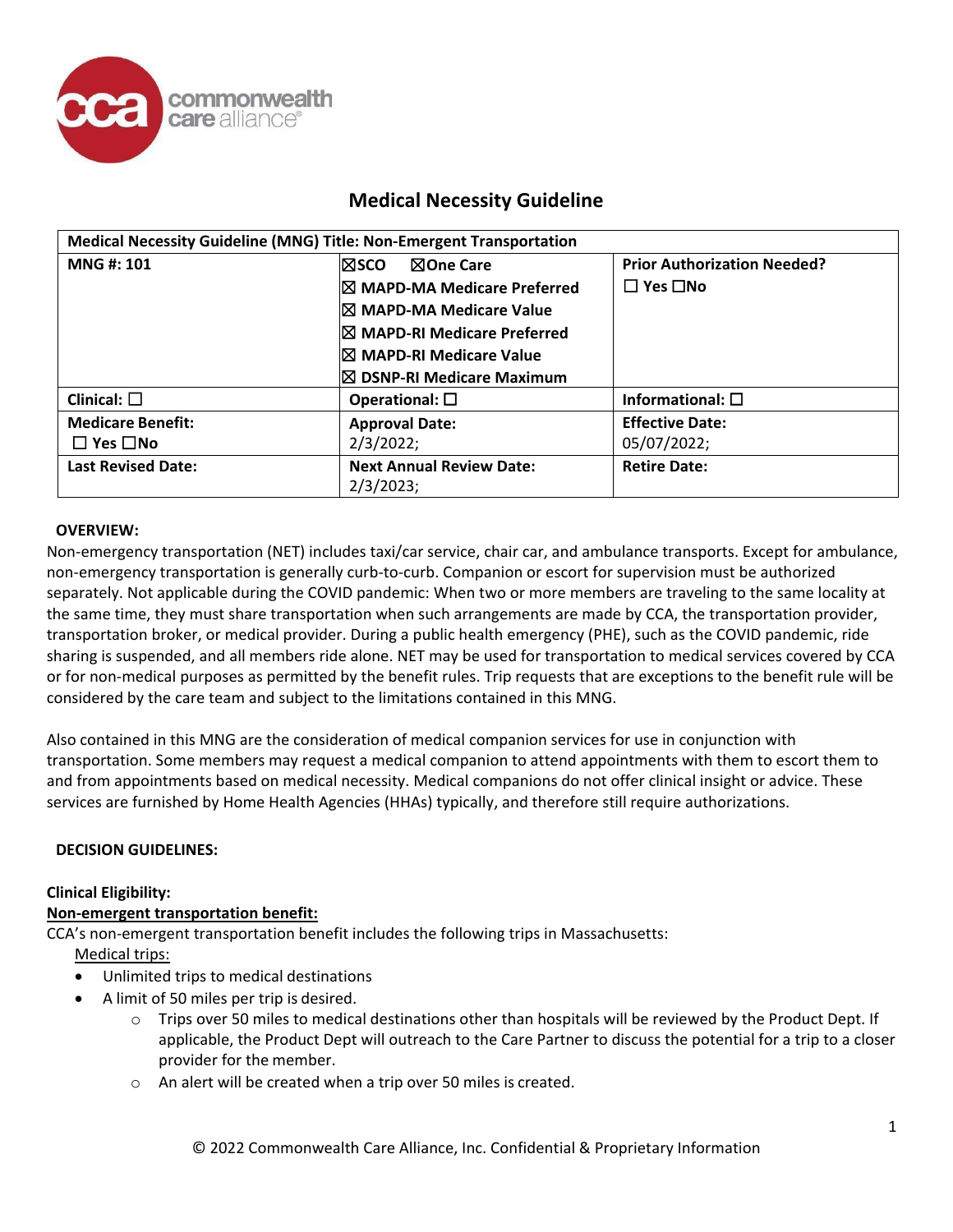# Medical Necessity Guideline

| Medical Necessity Guideline (MNG) Title: Non-Emergent Transportation | | |
|---|---|---|
| **MNG #: 101** | ☒SCO ☒One Care<br>☒ MAPD-MA Medicare Preferred<br>☒ MAPD-MA Medicare Value<br>☒ MAPD-RI Medicare Preferred<br>☒ MAPD-RI Medicare Value<br>☒ DSNP-RI Medicare Maximum | **Prior Authorization Needed?**<br>☐ Yes ☐No |
| **Clinical:** ☐ | **Operational:** ☐ | **Informational:** ☐ |
| **Medicare Benefit:**<br>☐ Yes ☐No | **Approval Date:**<br>2/3/2022; | **Effective Date:**<br>05/07/2022; |
| **Last Revised Date:** | **Next Annual Review Date:**<br>2/3/2023; | **Retire Date:** |

## OVERVIEW:

Non-emergency transportation (NET) includes taxi/car service, chair car, and ambulance transports. Except for ambulance, non-emergency transportation is generally curb-to-curb. Companion or escort for supervision must be authorized separately. Not applicable during the COVID pandemic: When two or more members are traveling to the same locality at the same time, they must share transportation when such arrangements are made by CCA, the transportation provider, transportation broker, or medical provider. During a public health emergency (PHE), such as the COVID pandemic, ride sharing is suspended, and all members ride alone. NET may be used for transportation to medical services covered by CCA or for non-medical purposes as permitted by the benefit rules. Trip requests that are exceptions to the benefit rule will be considered by the care team and subject to the limitations contained in this MNG.

Also contained in this MNG are the consideration of medical companion services for use in conjunction with transportation. Some members may request a medical companion to attend appointments with them to escort them to and from appointments based on medical necessity. Medical companions do not offer clinical insight or advice. These services are furnished by Home Health Agencies (HHAs) typically, and therefore still require authorizations.

## DECISION GUIDELINES:

**Clinical Eligibility:**

**Non-emergent transportation benefit:**

CCA's non-emergent transportation benefit includes the following trips in Massachusetts:

Medical trips:

- Unlimited trips to medical destinations
- A limit of 50 miles per trip is desired.
  - Trips over 50 miles to medical destinations other than hospitals will be reviewed by the Product Dept. If applicable, the Product Dept will outreach to the Care Partner to discuss the potential for a trip to a closer provider for the member.
  - An alert will be created when a trip over 50 miles is created.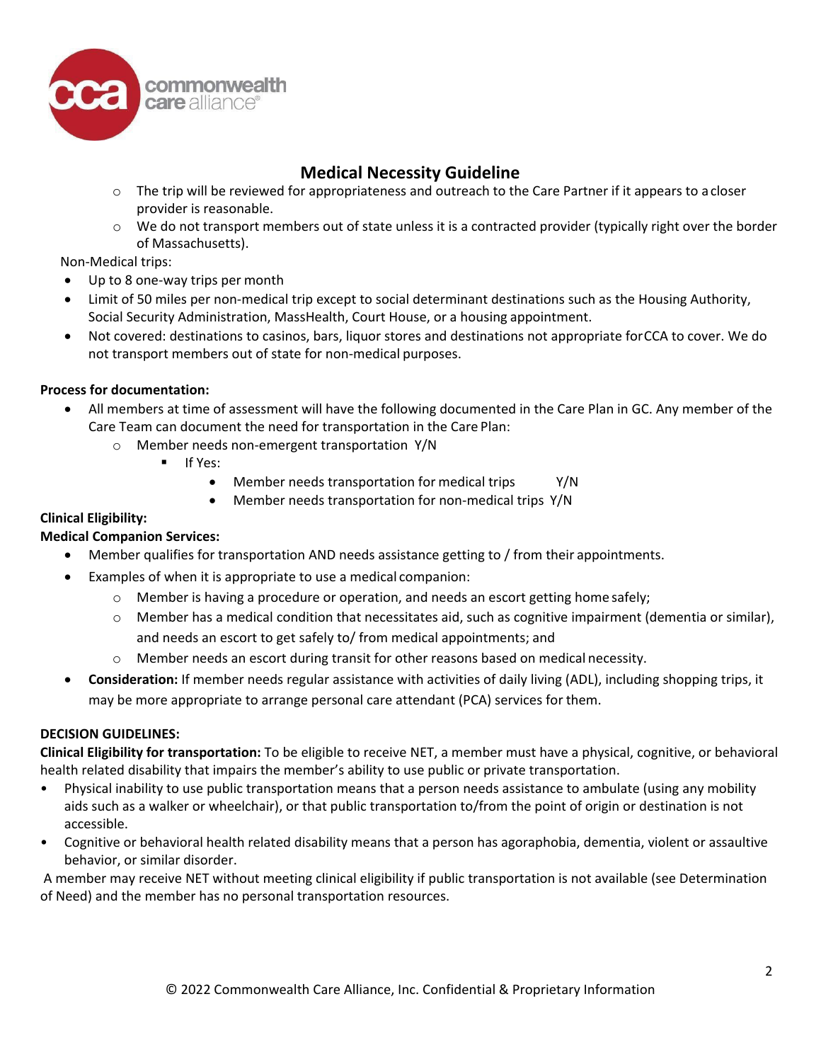## Medical Necessity Guideline

  - The trip will be reviewed for appropriateness and outreach to the Care Partner if it appears to a closer provider is reasonable.
  - We do not transport members out of state unless it is a contracted provider (typically right over the border of Massachusetts).

Non-Medical trips:

- Up to 8 one-way trips per month
- Limit of 50 miles per non-medical trip except to social determinant destinations such as the Housing Authority, Social Security Administration, MassHealth, Court House, or a housing appointment.
- Not covered: destinations to casinos, bars, liquor stores and destinations not appropriate for CCA to cover. We do not transport members out of state for non-medical purposes.

**Process for documentation:**

- All members at time of assessment will have the following documented in the Care Plan in GC. Any member of the Care Team can document the need for transportation in the Care Plan:
  - Member needs non-emergent transportation Y/N
    - If Yes:
      - Member needs transportation for medical trips Y/N
      - Member needs transportation for non-medical trips Y/N

**Clinical Eligibility:**

**Medical Companion Services:**

- Member qualifies for transportation AND needs assistance getting to / from their appointments.
- Examples of when it is appropriate to use a medical companion:
  - Member is having a procedure or operation, and needs an escort getting home safely;
  - Member has a medical condition that necessitates aid, such as cognitive impairment (dementia or similar), and needs an escort to get safely to/ from medical appointments; and
  - Member needs an escort during transit for other reasons based on medical necessity.
- **Consideration:** If member needs regular assistance with activities of daily living (ADL), including shopping trips, it may be more appropriate to arrange personal care attendant (PCA) services for them.

**DECISION GUIDELINES:**

**Clinical Eligibility for transportation:** To be eligible to receive NET, a member must have a physical, cognitive, or behavioral health related disability that impairs the member's ability to use public or private transportation.

- Physical inability to use public transportation means that a person needs assistance to ambulate (using any mobility aids such as a walker or wheelchair), or that public transportation to/from the point of origin or destination is not accessible.
- Cognitive or behavioral health related disability means that a person has agoraphobia, dementia, violent or assaultive behavior, or similar disorder.

A member may receive NET without meeting clinical eligibility if public transportation is not available (see Determination of Need) and the member has no personal transportation resources.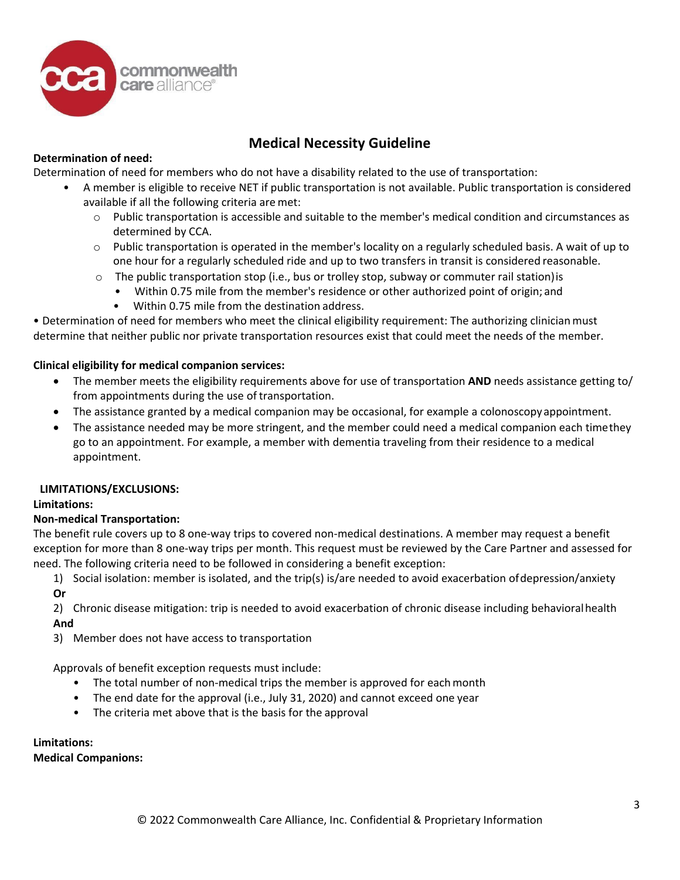## Medical Necessity Guideline

**Determination of need:**

Determination of need for members who do not have a disability related to the use of transportation:

- A member is eligible to receive NET if public transportation is not available. Public transportation is considered available if all the following criteria are met:
  - Public transportation is accessible and suitable to the member's medical condition and circumstances as determined by CCA.
  - Public transportation is operated in the member's locality on a regularly scheduled basis. A wait of up to one hour for a regularly scheduled ride and up to two transfers in transit is considered reasonable.
  - The public transportation stop (i.e., bus or trolley stop, subway or commuter rail station) is
    - Within 0.75 mile from the member's residence or other authorized point of origin; and
    - Within 0.75 mile from the destination address.

• Determination of need for members who meet the clinical eligibility requirement: The authorizing clinician must determine that neither public nor private transportation resources exist that could meet the needs of the member.

**Clinical eligibility for medical companion services:**

- The member meets the eligibility requirements above for use of transportation **AND** needs assistance getting to/ from appointments during the use of transportation.
- The assistance granted by a medical companion may be occasional, for example a colonoscopy appointment.
- The assistance needed may be more stringent, and the member could need a medical companion each time they go to an appointment. For example, a member with dementia traveling from their residence to a medical appointment.

**LIMITATIONS/EXCLUSIONS:**

**Limitations:**

**Non-medical Transportation:**

The benefit rule covers up to 8 one-way trips to covered non-medical destinations. A member may request a benefit exception for more than 8 one-way trips per month. This request must be reviewed by the Care Partner and assessed for need. The following criteria need to be followed in considering a benefit exception:

1) Social isolation: member is isolated, and the trip(s) is/are needed to avoid exacerbation of depression/anxiety

**Or**

2) Chronic disease mitigation: trip is needed to avoid exacerbation of chronic disease including behavioral health

**And**

3) Member does not have access to transportation

Approvals of benefit exception requests must include:

- The total number of non-medical trips the member is approved for each month
- The end date for the approval (i.e., July 31, 2020) and cannot exceed one year
- The criteria met above that is the basis for the approval

**Limitations:**

**Medical Companions:**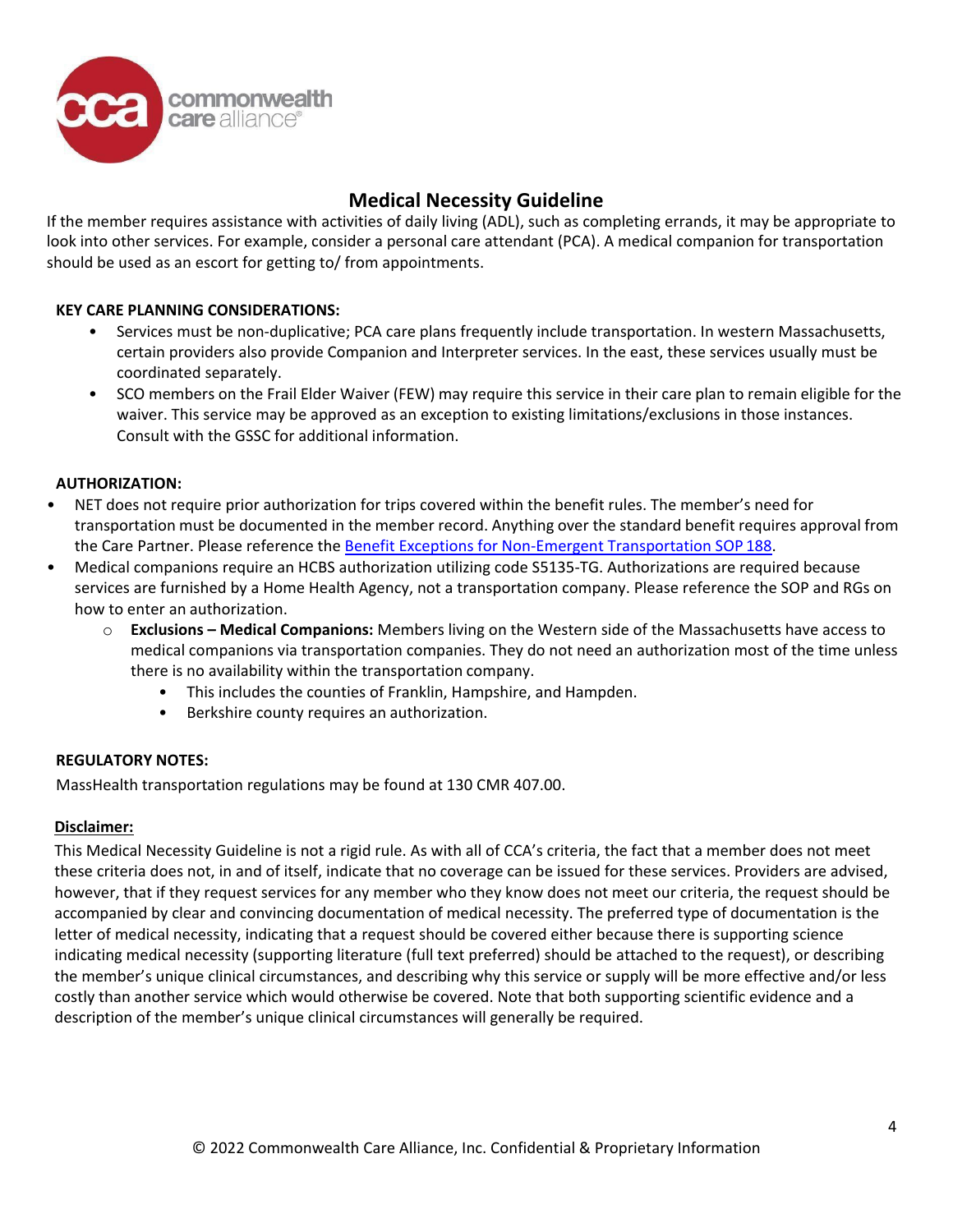# Medical Necessity Guideline

If the member requires assistance with activities of daily living (ADL), such as completing errands, it may be appropriate to look into other services. For example, consider a personal care attendant (PCA). A medical companion for transportation should be used as an escort for getting to/ from appointments.

**KEY CARE PLANNING CONSIDERATIONS:**

- Services must be non-duplicative; PCA care plans frequently include transportation. In western Massachusetts, certain providers also provide Companion and Interpreter services. In the east, these services usually must be coordinated separately.
- SCO members on the Frail Elder Waiver (FEW) may require this service in their care plan to remain eligible for the waiver. This service may be approved as an exception to existing limitations/exclusions in those instances. Consult with the GSSC for additional information.

**AUTHORIZATION:**

- NET does not require prior authorization for trips covered within the benefit rules. The member's need for transportation must be documented in the member record. Anything over the standard benefit requires approval from the Care Partner. Please reference the Benefit Exceptions for Non-Emergent Transportation SOP 188.
- Medical companions require an HCBS authorization utilizing code S5135-TG. Authorizations are required because services are furnished by a Home Health Agency, not a transportation company. Please reference the SOP and RGs on how to enter an authorization.
  - **Exclusions – Medical Companions:** Members living on the Western side of the Massachusetts have access to medical companions via transportation companies. They do not need an authorization most of the time unless there is no availability within the transportation company.
    - This includes the counties of Franklin, Hampshire, and Hampden.
    - Berkshire county requires an authorization.

**REGULATORY NOTES:**

MassHealth transportation regulations may be found at 130 CMR 407.00.

**Disclaimer:**

This Medical Necessity Guideline is not a rigid rule. As with all of CCA's criteria, the fact that a member does not meet these criteria does not, in and of itself, indicate that no coverage can be issued for these services. Providers are advised, however, that if they request services for any member who they know does not meet our criteria, the request should be accompanied by clear and convincing documentation of medical necessity. The preferred type of documentation is the letter of medical necessity, indicating that a request should be covered either because there is supporting science indicating medical necessity (supporting literature (full text preferred) should be attached to the request), or describing the member's unique clinical circumstances, and describing why this service or supply will be more effective and/or less costly than another service which would otherwise be covered. Note that both supporting scientific evidence and a description of the member's unique clinical circumstances will generally be required.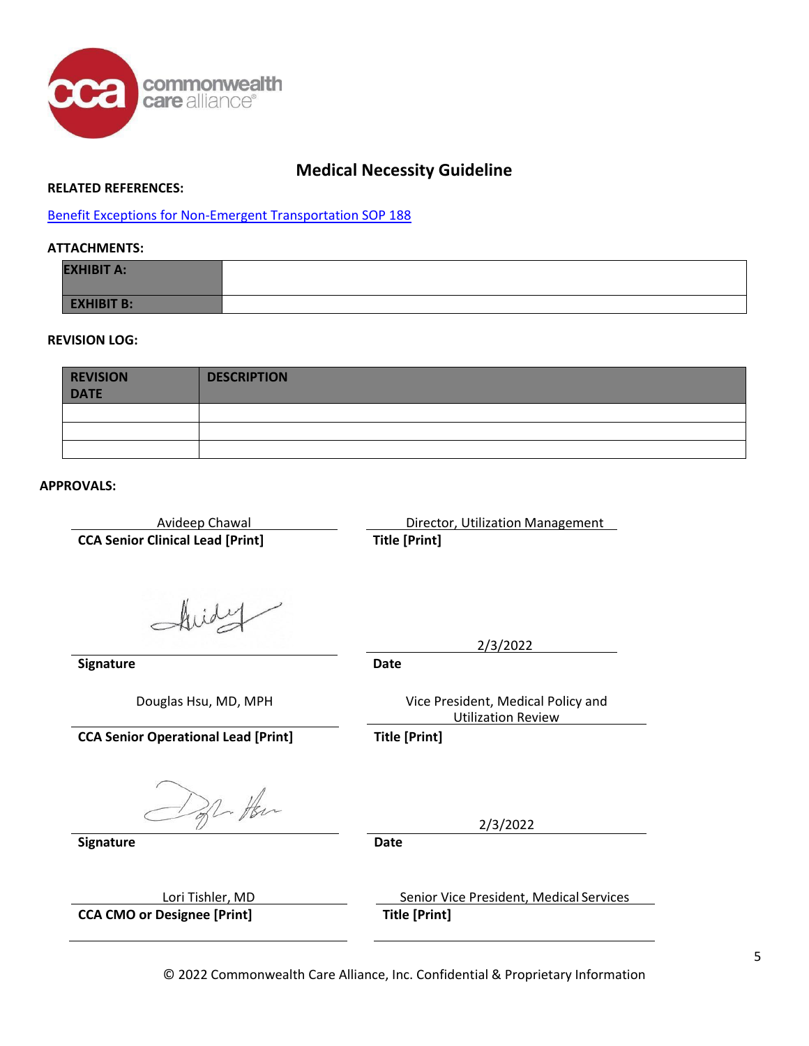## Medical Necessity Guideline

**RELATED REFERENCES:**

[Benefit Exceptions for Non-Emergent Transportation SOP 188]

**ATTACHMENTS:**

| **EXHIBIT A:** | |
|---|---|
| **EXHIBIT B:** | |

**REVISION LOG:**

| **REVISION DATE** | **DESCRIPTION** |
|---|---|
| | |
| | |
| | |

**APPROVALS:**

Avideep Chawal
**CCA Senior Clinical Lead [Print]**

Director, Utilization Management
**Title [Print]**

**Signature**

2/3/2022
**Date**

Douglas Hsu, MD, MPH
**CCA Senior Operational Lead [Print]**

Vice President, Medical Policy and Utilization Review
**Title [Print]**

**Signature**

2/3/2022
**Date**

Lori Tishler, MD
**CCA CMO or Designee [Print]**

Senior Vice President, Medical Services
**Title [Print]**

© 2022 Commonwealth Care Alliance, Inc. Confidential & Proprietary Information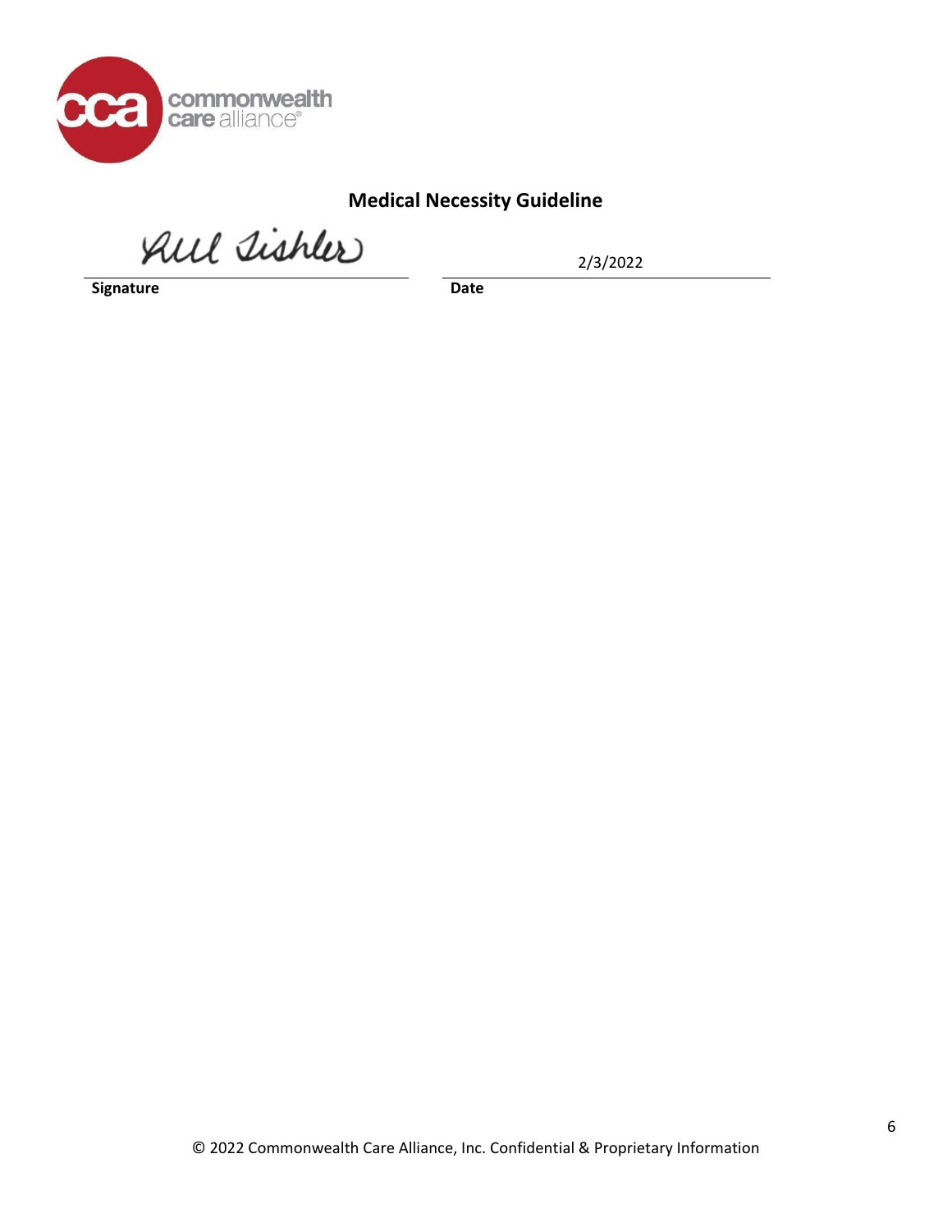**Medical Necessity Guideline**

| | |
|---|---|
| *[signature]* | 2/3/2022 |
| **Signature** | **Date** |

© 2022 Commonwealth Care Alliance, Inc. Confidential & Proprietary Information